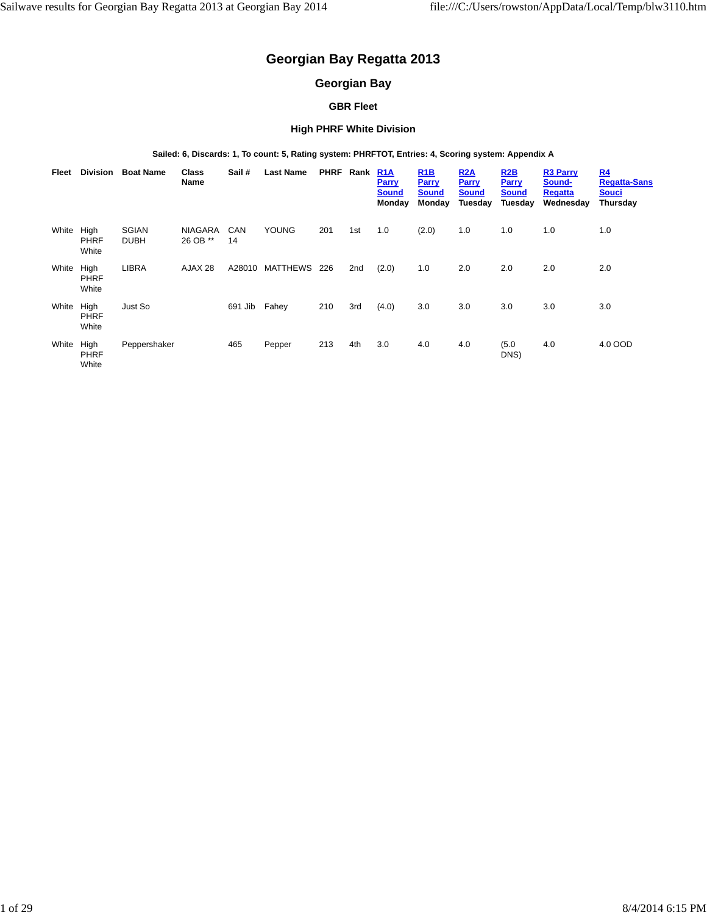# Georgian Bay Regatta 2013

## Georgian Bay

### GBR Fleet

### High PHRF White Division

**Sailed: 6, Discards: 1, To count: 5, Rating system: PHRFTOT, Entries: 4, Scoring system: Appendix A**

| Fleet | Division | Boat Name | Class Name | Sail # | Last Name | PHRF | Rank | R1A Parry Sound Monday | R1B Parry Sound Monday | R2A Parry Sound Tuesday | R2B Parry Sound Tuesday | R3 Parry Sound-Regatta Wednesday | R4 Regatta-Sans Souci Thursday |
|---|---|---|---|---|---|---|---|---|---|---|---|---|---|
| White | High PHRF White | SGIAN DUBH | NIAGARA 26 OB ** | CAN 14 | YOUNG | 201 | 1st | 1.0 | (2.0) | 1.0 | 1.0 | 1.0 | 1.0 |
| White | High PHRF White | LIBRA | AJAX 28 | A28010 | MATTHEWS | 226 | 2nd | (2.0) | 1.0 | 2.0 | 2.0 | 2.0 | 2.0 |
| White | High PHRF White | Just So | | 691 Jib | Fahey | 210 | 3rd | (4.0) | 3.0 | 3.0 | 3.0 | 3.0 | 3.0 |
| White | High PHRF White | Peppershaker | | 465 | Pepper | 213 | 4th | 3.0 | 4.0 | 4.0 | (5.0 DNS) | 4.0 | 4.0 OOD |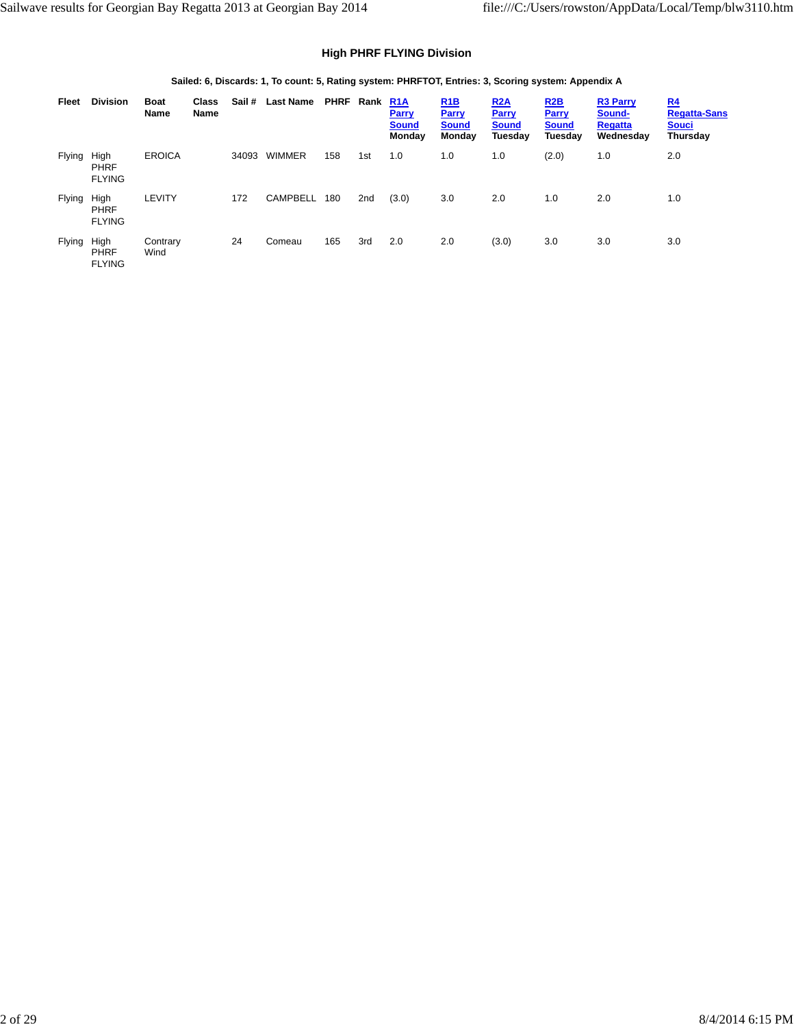### High PHRF FLYING Division

**Sailed: 6, Discards: 1, To count: 5, Rating system: PHRFTOT, Entries: 3, Scoring system: Appendix A**

| Fleet | Division | Boat Name | Class Name | Sail # | Last Name | PHRF | Rank | R1A Parry Sound Monday | R1B Parry Sound Monday | R2A Parry Sound Tuesday | R2B Parry Sound Tuesday | R3 Parry Sound-Regatta Wednesday | R4 Regatta-Sans Souci Thursday |
|---|---|---|---|---|---|---|---|---|---|---|---|---|---|
| Flying | High PHRF FLYING | EROICA | | 34093 | WIMMER | 158 | 1st | 1.0 | 1.0 | 1.0 | (2.0) | 1.0 | 2.0 |
| Flying | High PHRF FLYING | LEVITY | | 172 | CAMPBELL | 180 | 2nd | (3.0) | 3.0 | 2.0 | 1.0 | 2.0 | 1.0 |
| Flying | High PHRF FLYING | Contrary Wind | | 24 | Comeau | 165 | 3rd | 2.0 | 2.0 | (3.0) | 3.0 | 3.0 | 3.0 |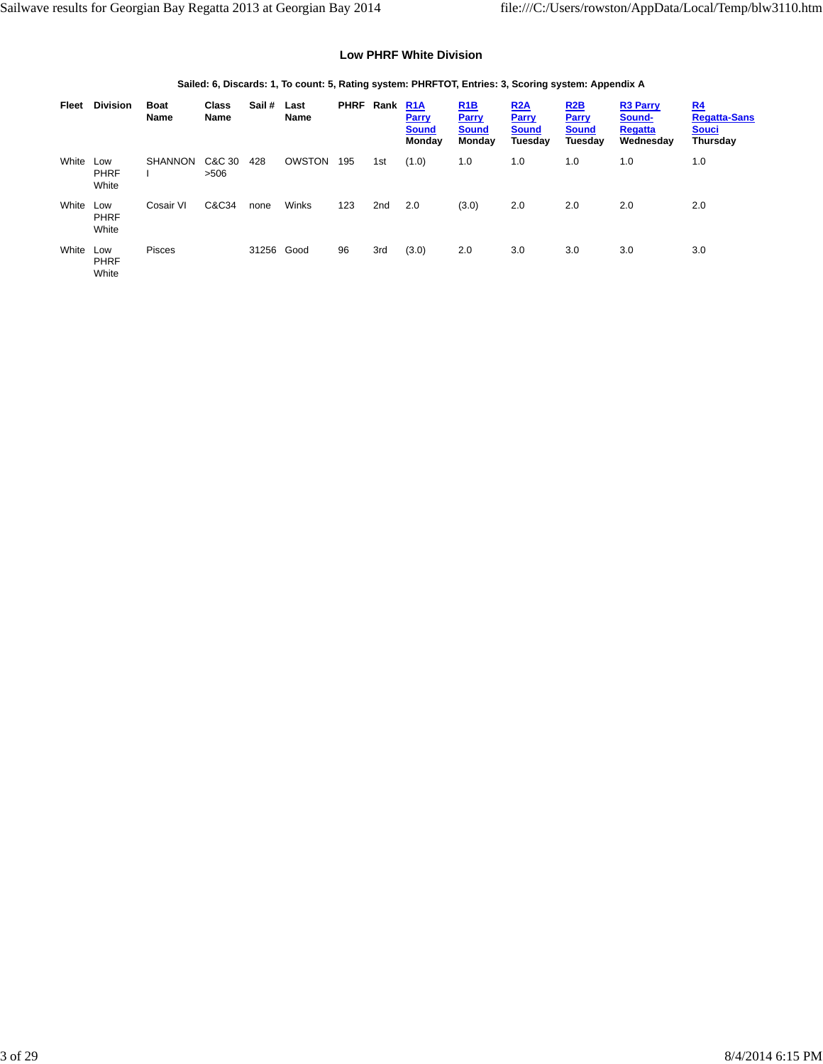### Low PHRF White Division

**Sailed: 6, Discards: 1, To count: 5, Rating system: PHRFTOT, Entries: 3, Scoring system: Appendix A**

| Fleet | Division | Boat Name | Class Name | Sail # | Last Name | PHRF | Rank | R1A Parry Sound Monday | R1B Parry Sound Monday | R2A Parry Sound Tuesday | R2B Parry Sound Tuesday | R3 Parry Sound-Regatta Wednesday | R4 Regatta-Sans Souci Thursday |
|---|---|---|---|---|---|---|---|---|---|---|---|---|---|
| White | Low PHRF White | SHANNON I | C&C 30 >506 | 428 | OWSTON | 195 | 1st | (1.0) | 1.0 | 1.0 | 1.0 | 1.0 | 1.0 |
| White | Low PHRF White | Cosair VI | C&C34 | none | Winks | 123 | 2nd | 2.0 | (3.0) | 2.0 | 2.0 | 2.0 | 2.0 |
| White | Low PHRF White | Pisces | | 31256 | Good | 96 | 3rd | (3.0) | 2.0 | 3.0 | 3.0 | 3.0 | 3.0 |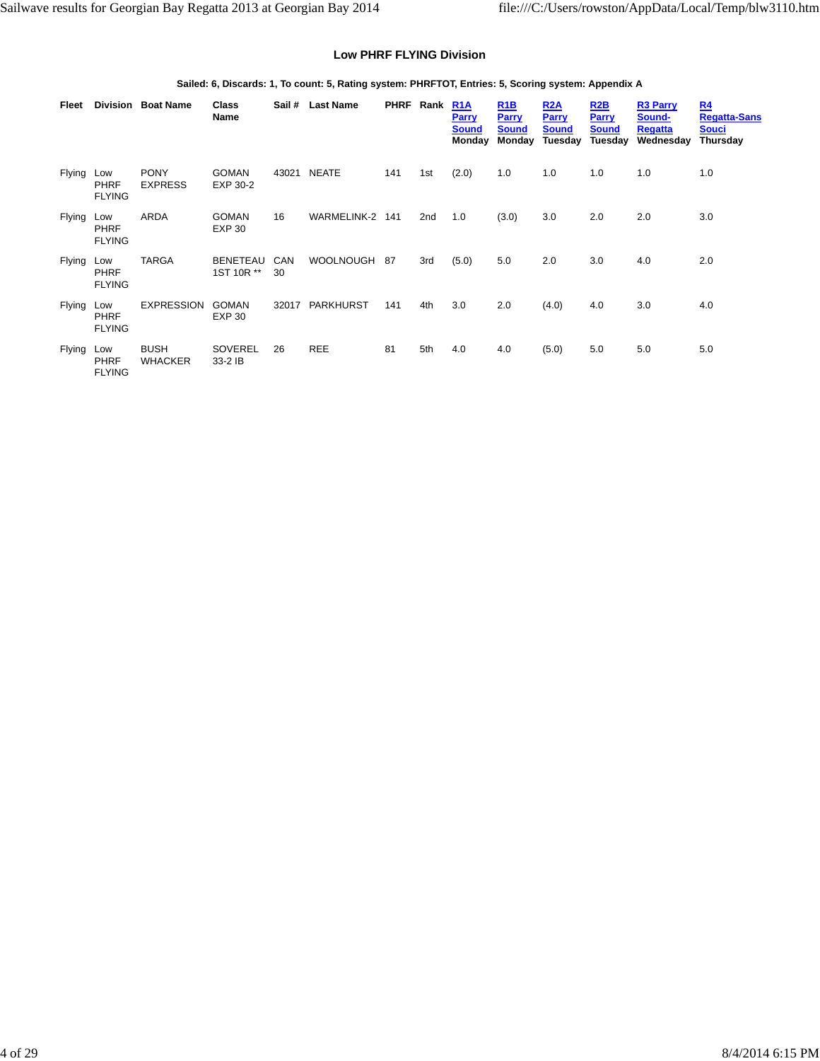### Low PHRF FLYING Division

**Sailed: 6, Discards: 1, To count: 5, Rating system: PHRFTOT, Entries: 5, Scoring system: Appendix A**

| Fleet | Division | Boat Name | Class Name | Sail # | Last Name | PHRF | Rank | R1A Parry Sound Monday | R1B Parry Sound Monday | R2A Parry Sound Tuesday | R2B Parry Sound Tuesday | R3 Parry Sound-Regatta Wednesday | R4 Regatta-Sans Souci Thursday |
|---|---|---|---|---|---|---|---|---|---|---|---|---|---|
| Flying | Low PHRF FLYING | PONY EXPRESS | GOMAN EXP 30-2 | 43021 | NEATE | 141 | 1st | (2.0) | 1.0 | 1.0 | 1.0 | 1.0 | 1.0 |
| Flying | Low PHRF FLYING | ARDA | GOMAN EXP 30 | 16 | WARMELINK-2 | 141 | 2nd | 1.0 | (3.0) | 3.0 | 2.0 | 2.0 | 3.0 |
| Flying | Low PHRF FLYING | TARGA | BENETEAU 1ST 10R ** | CAN 30 | WOOLNOUGH | 87 | 3rd | (5.0) | 5.0 | 2.0 | 3.0 | 4.0 | 2.0 |
| Flying | Low PHRF FLYING | EXPRESSION | GOMAN EXP 30 | 32017 | PARKHURST | 141 | 4th | 3.0 | 2.0 | (4.0) | 4.0 | 3.0 | 4.0 |
| Flying | Low PHRF FLYING | BUSH WHACKER | SOVEREL 33-2 IB | 26 | REE | 81 | 5th | 4.0 | 4.0 | (5.0) | 5.0 | 5.0 | 5.0 |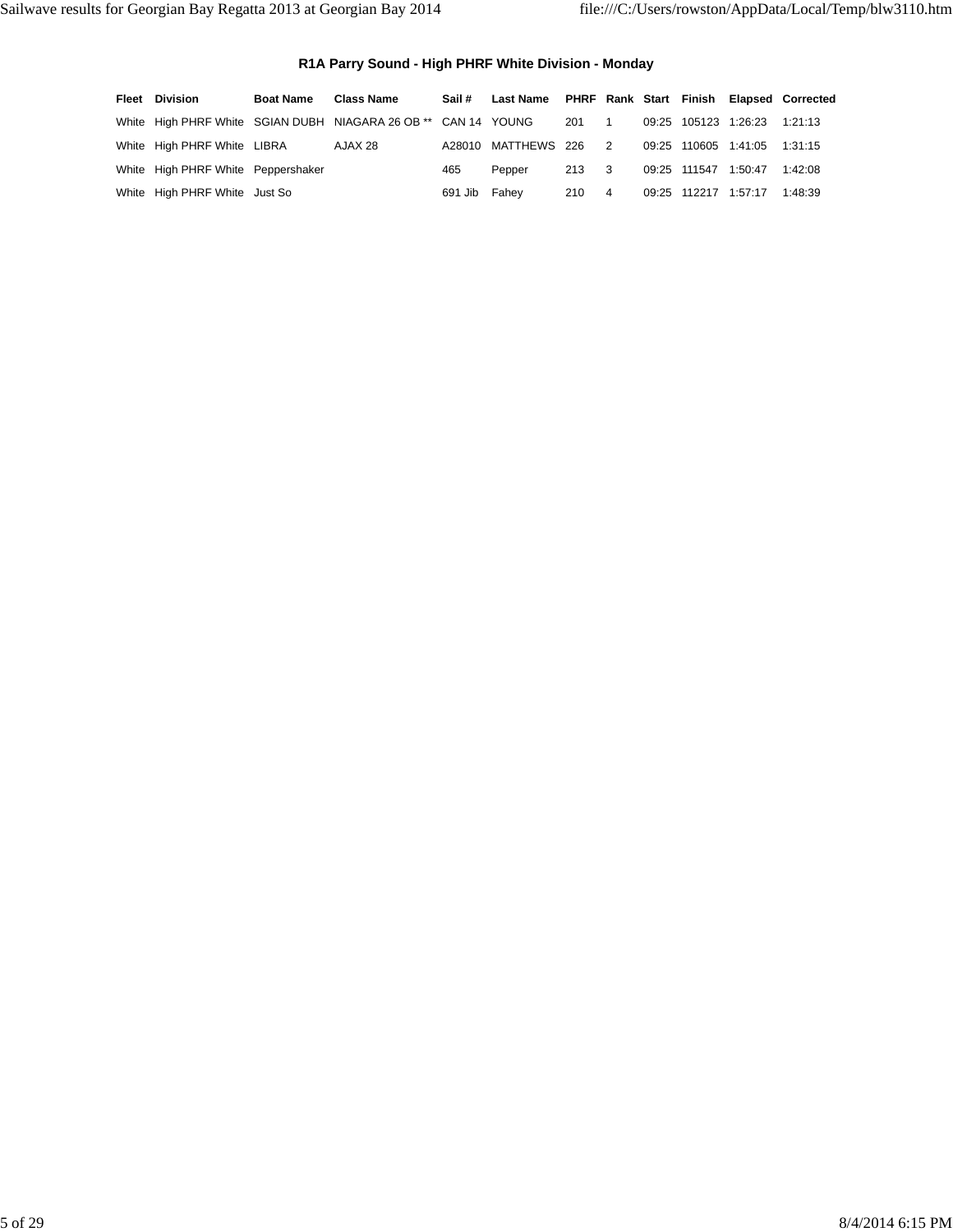## R1A Parry Sound - High PHRF White Division - Monday

| Fleet | Division | Boat Name | Class Name | Sail # | Last Name | PHRF | Rank | Start | Finish | Elapsed | Corrected |
|---|---|---|---|---|---|---|---|---|---|---|---|
| White | High PHRF White | SGIAN DUBH | NIAGARA 26 OB ** | CAN 14 | YOUNG | 201 | 1 | 09:25 | 105123 | 1:26:23 | 1:21:13 |
| White | High PHRF White | LIBRA | AJAX 28 | A28010 | MATTHEWS | 226 | 2 | 09:25 | 110605 | 1:41:05 | 1:31:15 |
| White | High PHRF White | Peppershaker | | 465 | Pepper | 213 | 3 | 09:25 | 111547 | 1:50:47 | 1:42:08 |
| White | High PHRF White | Just So | | 691 Jib | Fahey | 210 | 4 | 09:25 | 112217 | 1:57:17 | 1:48:39 |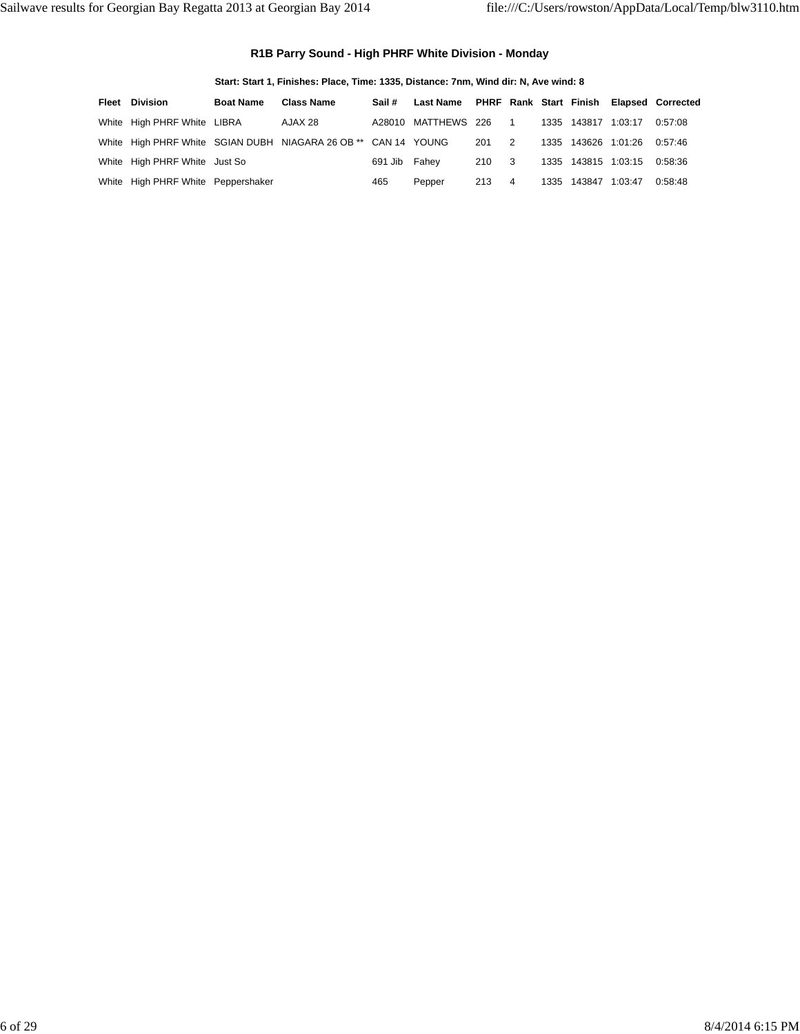### R1B Parry Sound - High PHRF White Division - Monday

**Start: Start 1, Finishes: Place, Time: 1335, Distance: 7nm, Wind dir: N, Ave wind: 8**

| Fleet | Division | Boat Name | Class Name | Sail # | Last Name | PHRF | Rank | Start | Finish | Elapsed | Corrected |
|---|---|---|---|---|---|---|---|---|---|---|---|
| White | High PHRF White | LIBRA | AJAX 28 | A28010 | MATTHEWS | 226 | 1 | 1335 | 143817 | 1:03:17 | 0:57:08 |
| White | High PHRF White | SGIAN DUBH | NIAGARA 26 OB ** | CAN 14 | YOUNG | 201 | 2 | 1335 | 143626 | 1:01:26 | 0:57:46 |
| White | High PHRF White | Just So | | 691 Jib | Fahey | 210 | 3 | 1335 | 143815 | 1:03:15 | 0:58:36 |
| White | High PHRF White | Peppershaker | | 465 | Pepper | 213 | 4 | 1335 | 143847 | 1:03:47 | 0:58:48 |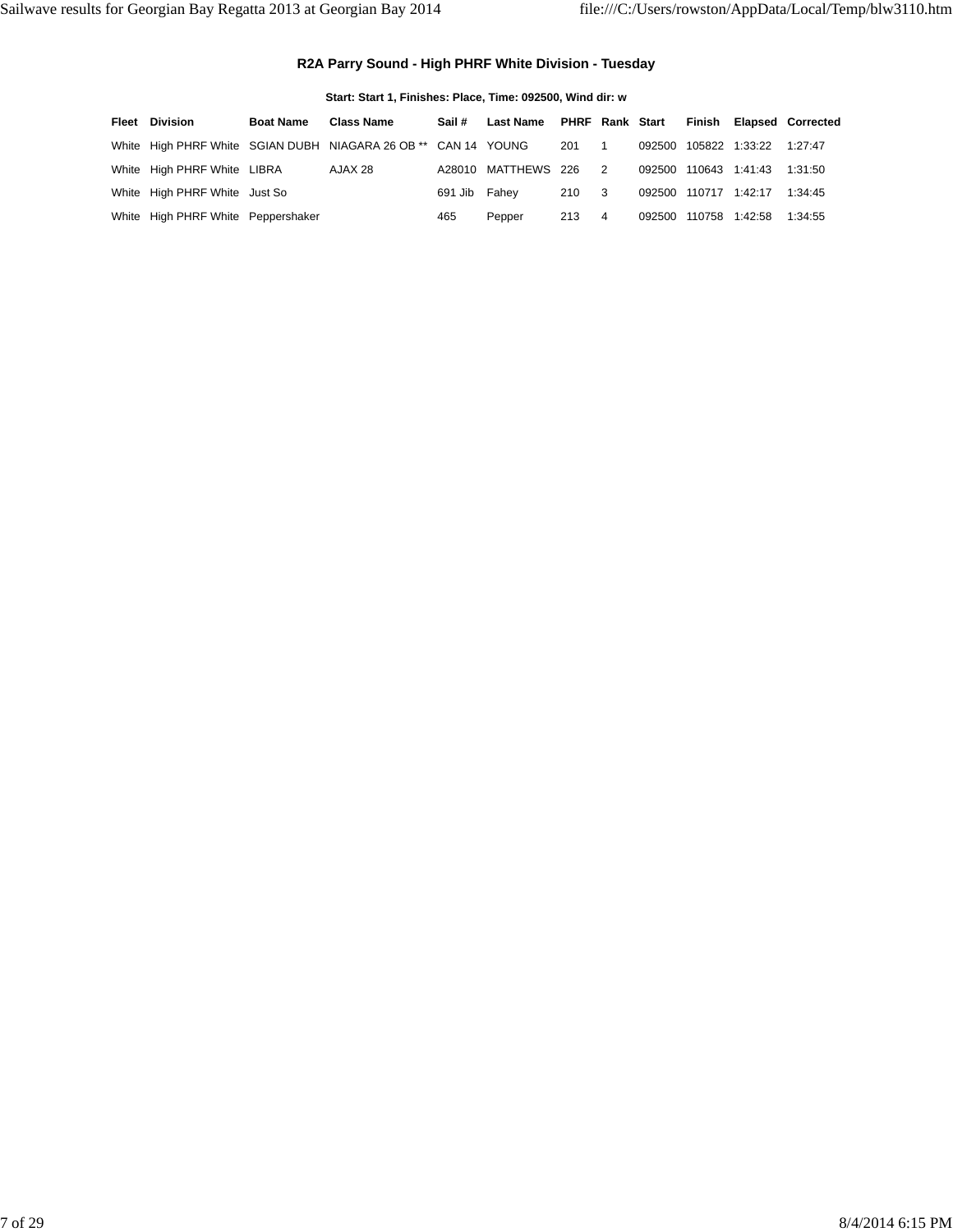## R2A Parry Sound - High PHRF White Division - Tuesday

**Start: Start 1, Finishes: Place, Time: 092500, Wind dir: w**

| Fleet | Division | Boat Name | Class Name | Sail # | Last Name | PHRF | Rank | Start | Finish | Elapsed | Corrected |
|---|---|---|---|---|---|---|---|---|---|---|---|
| White | High PHRF White | SGIAN DUBH | NIAGARA 26 OB ** | CAN 14 | YOUNG | 201 | 1 | 092500 | 105822 | 1:33:22 | 1:27:47 |
| White | High PHRF White | LIBRA | AJAX 28 | A28010 | MATTHEWS | 226 | 2 | 092500 | 110643 | 1:41:43 | 1:31:50 |
| White | High PHRF White | Just So | | 691 Jib | Fahey | 210 | 3 | 092500 | 110717 | 1:42:17 | 1:34:45 |
| White | High PHRF White | Peppershaker | | 465 | Pepper | 213 | 4 | 092500 | 110758 | 1:42:58 | 1:34:55 |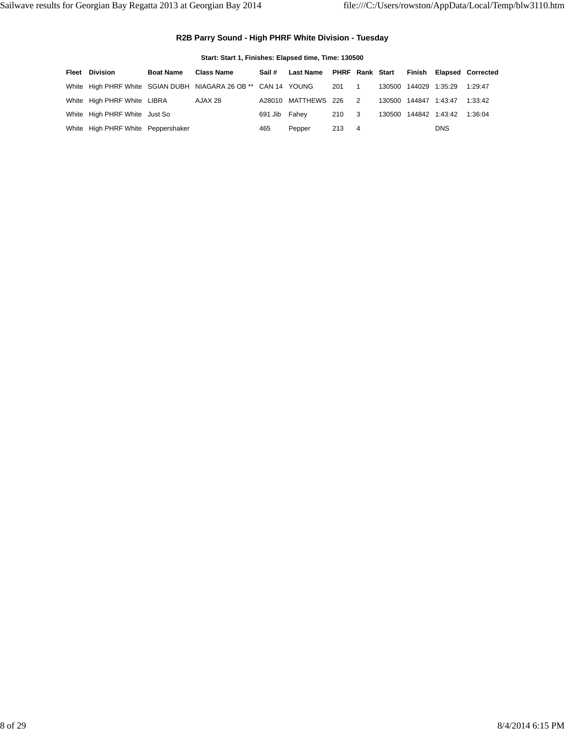### R2B Parry Sound - High PHRF White Division - Tuesday

**Start: Start 1, Finishes: Elapsed time, Time: 130500**

| Fleet | Division | Boat Name | Class Name | Sail # | Last Name | PHRF | Rank | Start | Finish | Elapsed | Corrected |
|---|---|---|---|---|---|---|---|---|---|---|---|
| White | High PHRF White | SGIAN DUBH | NIAGARA 26 OB ** | CAN 14 | YOUNG | 201 | 1 | 130500 | 144029 | 1:35:29 | 1:29:47 |
| White | High PHRF White | LIBRA | AJAX 28 | A28010 | MATTHEWS | 226 | 2 | 130500 | 144847 | 1:43:47 | 1:33:42 |
| White | High PHRF White | Just So | | 691 Jib | Fahey | 210 | 3 | 130500 | 144842 | 1:43:42 | 1:36:04 |
| White | High PHRF White | Peppershaker | | 465 | Pepper | 213 | 4 | | | DNS | |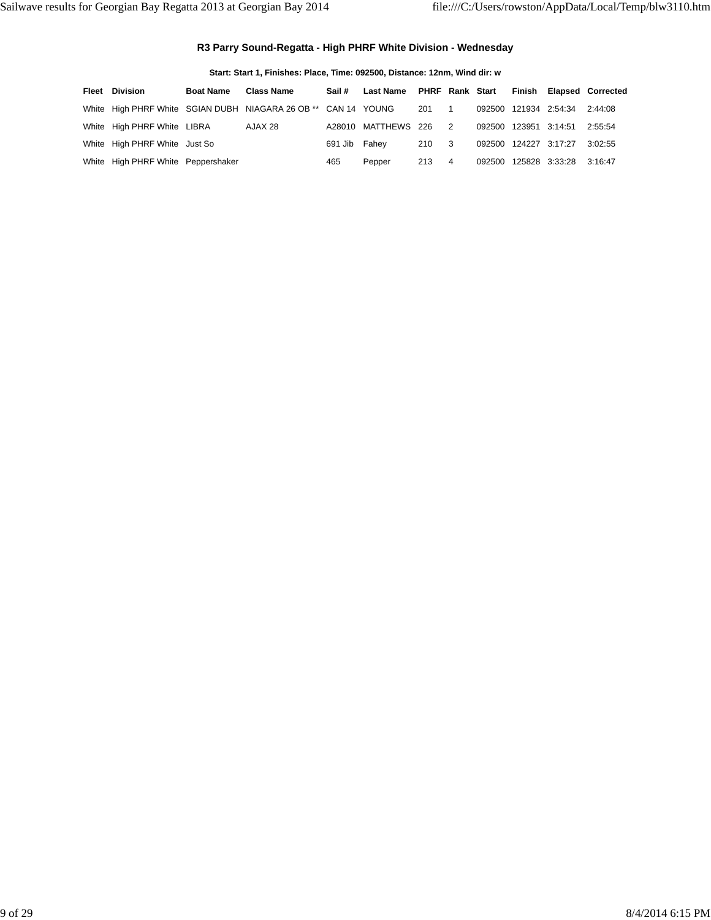### R3 Parry Sound-Regatta - High PHRF White Division - Wednesday

**Start: Start 1, Finishes: Place, Time: 092500, Distance: 12nm, Wind dir: w**

| Fleet | Division | Boat Name | Class Name | Sail # | Last Name | PHRF | Rank | Start | Finish | Elapsed | Corrected |
|---|---|---|---|---|---|---|---|---|---|---|---|
| White | High PHRF White | SGIAN DUBH | NIAGARA 26 OB ** | CAN 14 | YOUNG | 201 | 1 | 092500 | 121934 | 2:54:34 | 2:44:08 |
| White | High PHRF White | LIBRA | AJAX 28 | A28010 | MATTHEWS | 226 | 2 | 092500 | 123951 | 3:14:51 | 2:55:54 |
| White | High PHRF White | Just So | | 691 Jib | Fahey | 210 | 3 | 092500 | 124227 | 3:17:27 | 3:02:55 |
| White | High PHRF White | Peppershaker | | 465 | Pepper | 213 | 4 | 092500 | 125828 | 3:33:28 | 3:16:47 |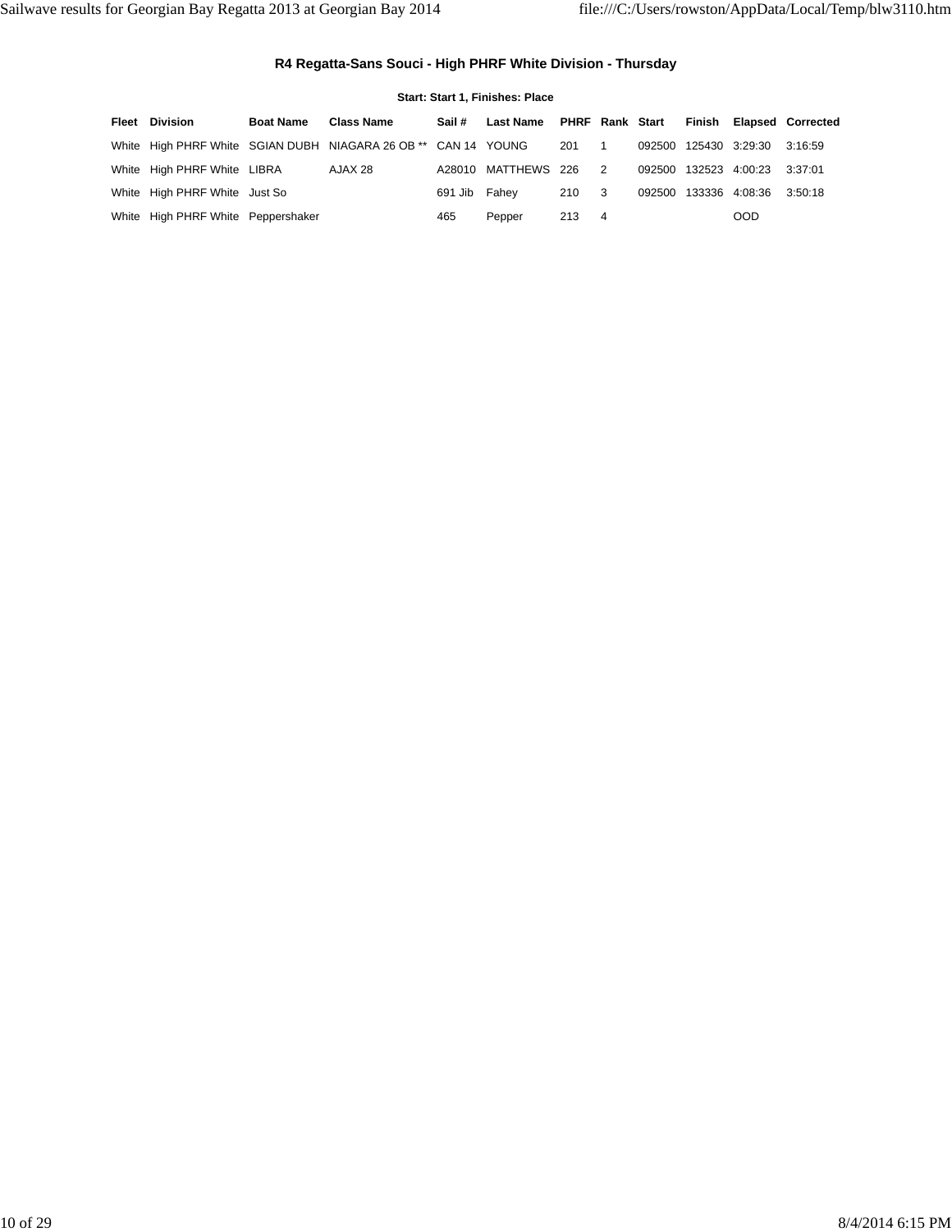### R4 Regatta-Sans Souci - High PHRF White Division - Thursday

**Start: Start 1, Finishes: Place**

| Fleet | Division | Boat Name | Class Name | Sail # | Last Name | PHRF | Rank | Start | Finish | Elapsed | Corrected |
|---|---|---|---|---|---|---|---|---|---|---|---|
| White | High PHRF White | SGIAN DUBH | NIAGARA 26 OB ** | CAN 14 | YOUNG | 201 | 1 | 092500 | 125430 | 3:29:30 | 3:16:59 |
| White | High PHRF White | LIBRA | AJAX 28 | A28010 | MATTHEWS | 226 | 2 | 092500 | 132523 | 4:00:23 | 3:37:01 |
| White | High PHRF White | Just So | | 691 Jib | Fahey | 210 | 3 | 092500 | 133336 | 4:08:36 | 3:50:18 |
| White | High PHRF White | Peppershaker | | 465 | Pepper | 213 | 4 | | | OOD | |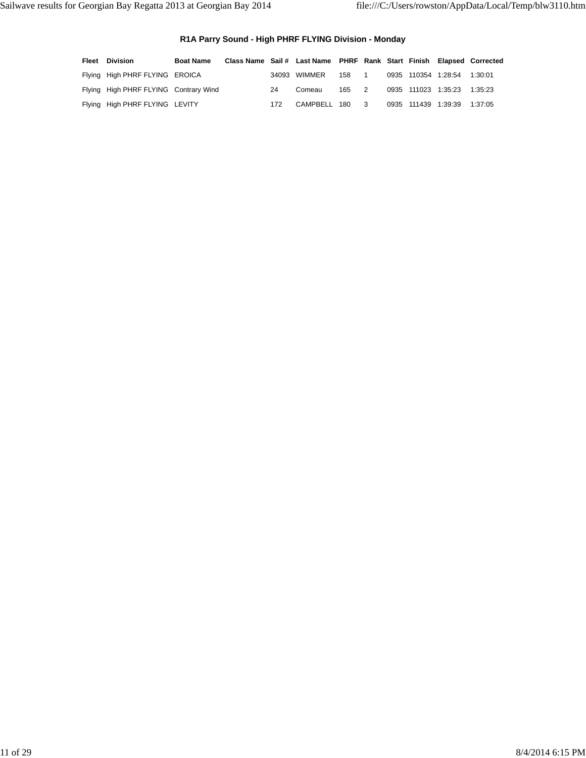## R1A Parry Sound - High PHRF FLYING Division - Monday

| Fleet | Division | Boat Name | Class Name | Sail # | Last Name | PHRF | Rank | Start | Finish | Elapsed | Corrected |
|---|---|---|---|---|---|---|---|---|---|---|---|
| Flying | High PHRF FLYING | EROICA | | 34093 | WIMMER | 158 | 1 | 0935 | 110354 | 1:28:54 | 1:30:01 |
| Flying | High PHRF FLYING | Contrary Wind | | 24 | Comeau | 165 | 2 | 0935 | 111023 | 1:35:23 | 1:35:23 |
| Flying | High PHRF FLYING | LEVITY | | 172 | CAMPBELL | 180 | 3 | 0935 | 111439 | 1:39:39 | 1:37:05 |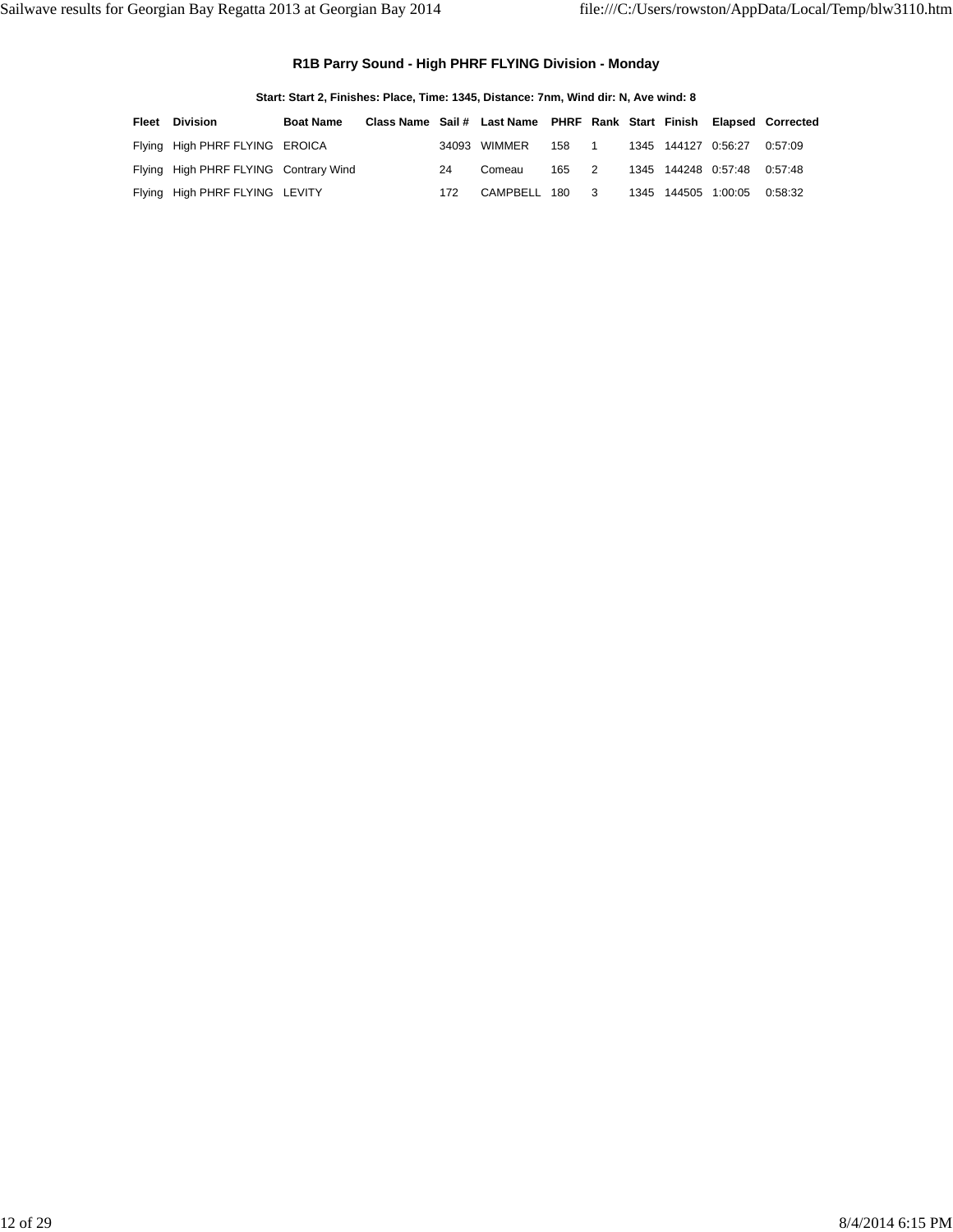## R1B Parry Sound - High PHRF FLYING Division - Monday

**Start: Start 2, Finishes: Place, Time: 1345, Distance: 7nm, Wind dir: N, Ave wind: 8**

| Fleet | Division | Boat Name | Class Name | Sail # | Last Name | PHRF | Rank | Start | Finish | Elapsed | Corrected |
|---|---|---|---|---|---|---|---|---|---|---|---|
| Flying | High PHRF FLYING | EROICA | | 34093 | WIMMER | 158 | 1 | 1345 | 144127 | 0:56:27 | 0:57:09 |
| Flying | High PHRF FLYING | Contrary Wind | | 24 | Comeau | 165 | 2 | 1345 | 144248 | 0:57:48 | 0:57:48 |
| Flying | High PHRF FLYING | LEVITY | | 172 | CAMPBELL | 180 | 3 | 1345 | 144505 | 1:00:05 | 0:58:32 |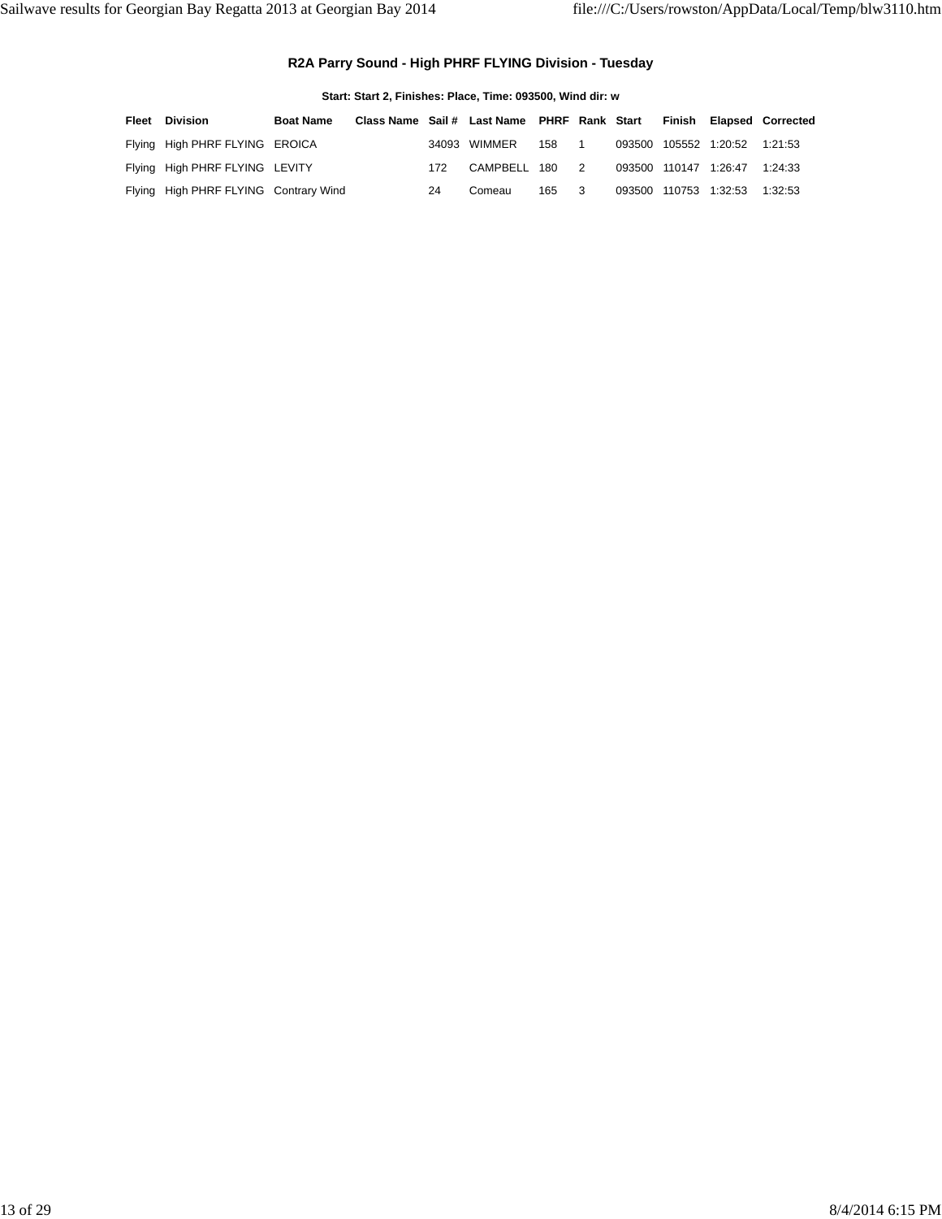### R2A Parry Sound - High PHRF FLYING Division - Tuesday

**Start: Start 2, Finishes: Place, Time: 093500, Wind dir: w**

| Fleet | Division | Boat Name | Class Name | Sail # | Last Name | PHRF | Rank | Start | Finish | Elapsed | Corrected |
|---|---|---|---|---|---|---|---|---|---|---|---|
| Flying | High PHRF FLYING | EROICA | | 34093 | WIMMER | 158 | 1 | 093500 | 105552 | 1:20:52 | 1:21:53 |
| Flying | High PHRF FLYING | LEVITY | | 172 | CAMPBELL | 180 | 2 | 093500 | 110147 | 1:26:47 | 1:24:33 |
| Flying | High PHRF FLYING | Contrary Wind | | 24 | Comeau | 165 | 3 | 093500 | 110753 | 1:32:53 | 1:32:53 |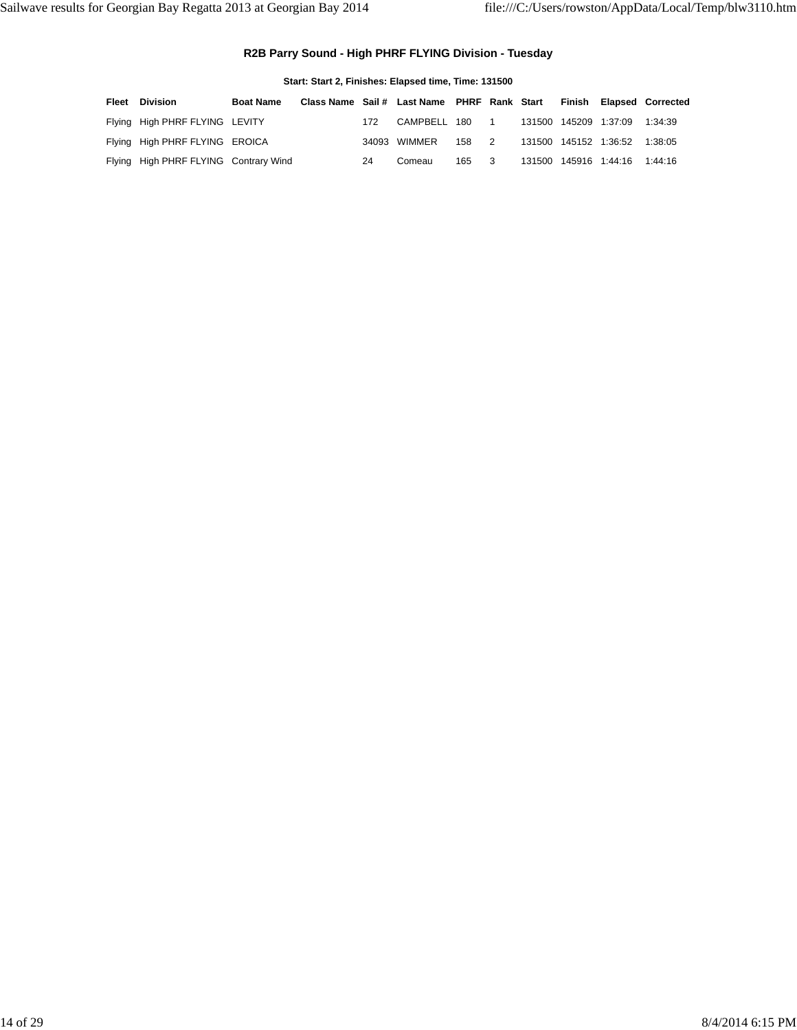### R2B Parry Sound - High PHRF FLYING Division - Tuesday

**Start: Start 2, Finishes: Elapsed time, Time: 131500**

| Fleet | Division | Boat Name | Class Name | Sail # | Last Name | PHRF | Rank | Start | Finish | Elapsed | Corrected |
|---|---|---|---|---|---|---|---|---|---|---|---|
| Flying | High PHRF FLYING | LEVITY | | 172 | CAMPBELL | 180 | 1 | 131500 | 145209 | 1:37:09 | 1:34:39 |
| Flying | High PHRF FLYING | EROICA | | 34093 | WIMMER | 158 | 2 | 131500 | 145152 | 1:36:52 | 1:38:05 |
| Flying | High PHRF FLYING | Contrary Wind | | 24 | Comeau | 165 | 3 | 131500 | 145916 | 1:44:16 | 1:44:16 |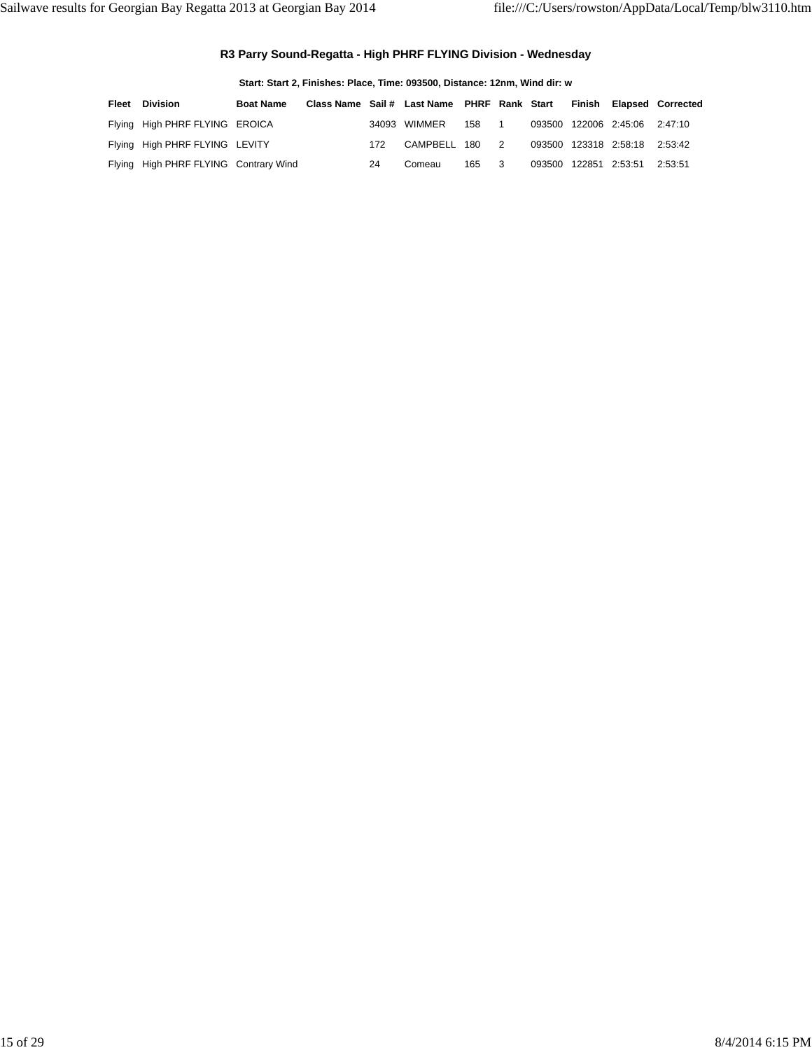### R3 Parry Sound-Regatta - High PHRF FLYING Division - Wednesday

**Start: Start 2, Finishes: Place, Time: 093500, Distance: 12nm, Wind dir: w**

| Fleet | Division | Boat Name | Class Name | Sail # | Last Name | PHRF | Rank | Start | Finish | Elapsed | Corrected |
|---|---|---|---|---|---|---|---|---|---|---|---|
| Flying | High PHRF FLYING | EROICA | | 34093 | WIMMER | 158 | 1 | 093500 | 122006 | 2:45:06 | 2:47:10 |
| Flying | High PHRF FLYING | LEVITY | | 172 | CAMPBELL | 180 | 2 | 093500 | 123318 | 2:58:18 | 2:53:42 |
| Flying | High PHRF FLYING | Contrary Wind | | 24 | Comeau | 165 | 3 | 093500 | 122851 | 2:53:51 | 2:53:51 |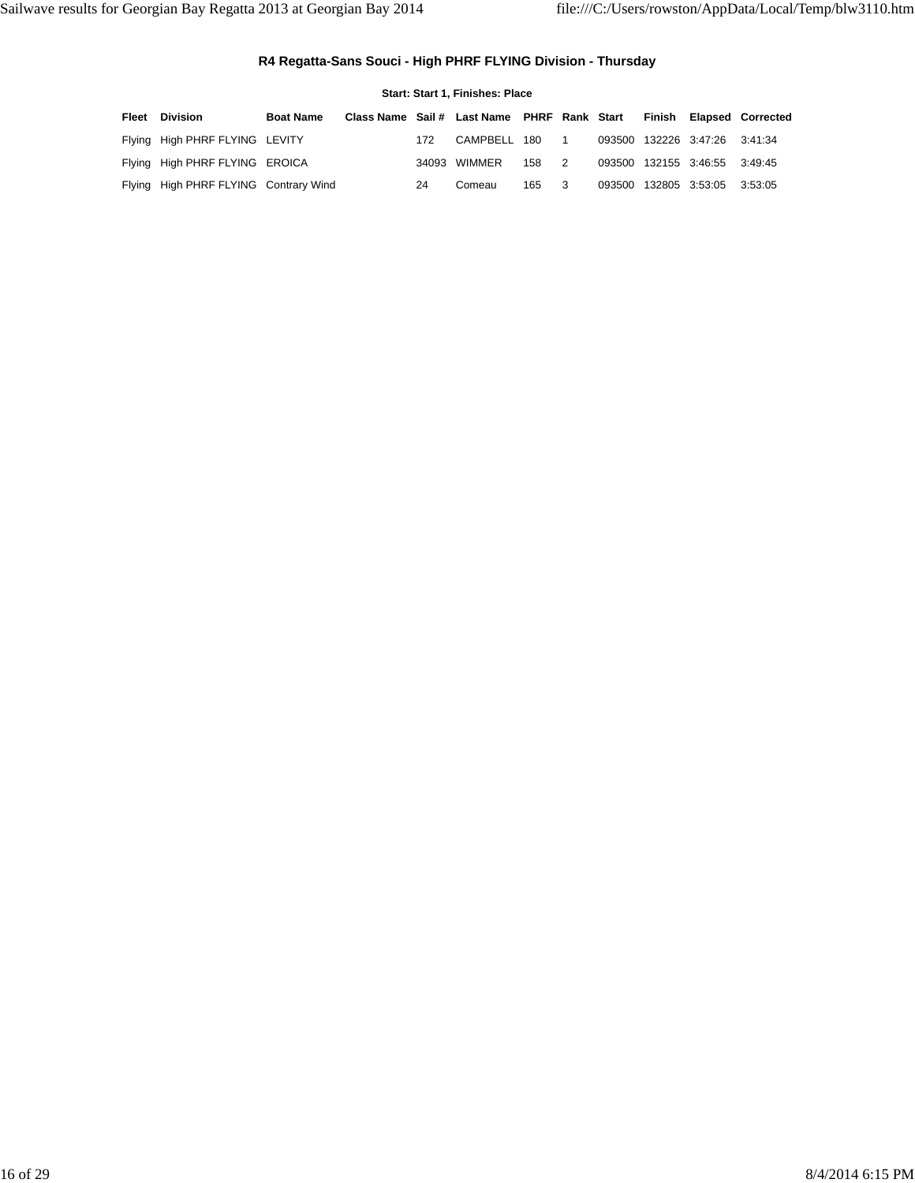### R4 Regatta-Sans Souci - High PHRF FLYING Division - Thursday

**Start: Start 1, Finishes: Place**

| Fleet | Division | Boat Name | Class Name | Sail # | Last Name | PHRF | Rank | Start | Finish | Elapsed | Corrected |
|---|---|---|---|---|---|---|---|---|---|---|---|
| Flying | High PHRF FLYING | LEVITY | | 172 | CAMPBELL | 180 | 1 | 093500 | 132226 | 3:47:26 | 3:41:34 |
| Flying | High PHRF FLYING | EROICA | | 34093 | WIMMER | 158 | 2 | 093500 | 132155 | 3:46:55 | 3:49:45 |
| Flying | High PHRF FLYING | Contrary Wind | | 24 | Comeau | 165 | 3 | 093500 | 132805 | 3:53:05 | 3:53:05 |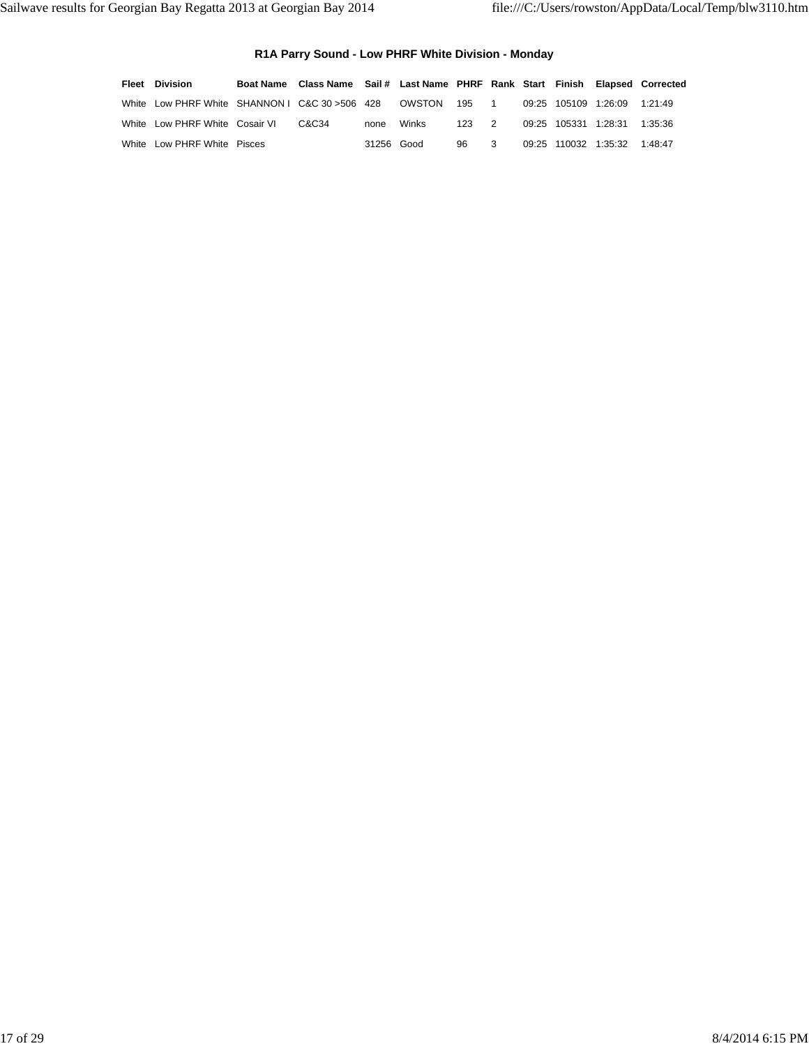### R1A Parry Sound - Low PHRF White Division - Monday

| Fleet | Division | Boat Name | Class Name | Sail # | Last Name | PHRF | Rank | Start | Finish | Elapsed | Corrected |
|---|---|---|---|---|---|---|---|---|---|---|---|
| White | Low PHRF White | SHANNON I | C&C 30 >506 | 428 | OWSTON | 195 | 1 | 09:25 | 105109 | 1:26:09 | 1:21:49 |
| White | Low PHRF White | Cosair VI | C&C34 | none | Winks | 123 | 2 | 09:25 | 105331 | 1:28:31 | 1:35:36 |
| White | Low PHRF White | Pisces | | 31256 | Good | 96 | 3 | 09:25 | 110032 | 1:35:32 | 1:48:47 |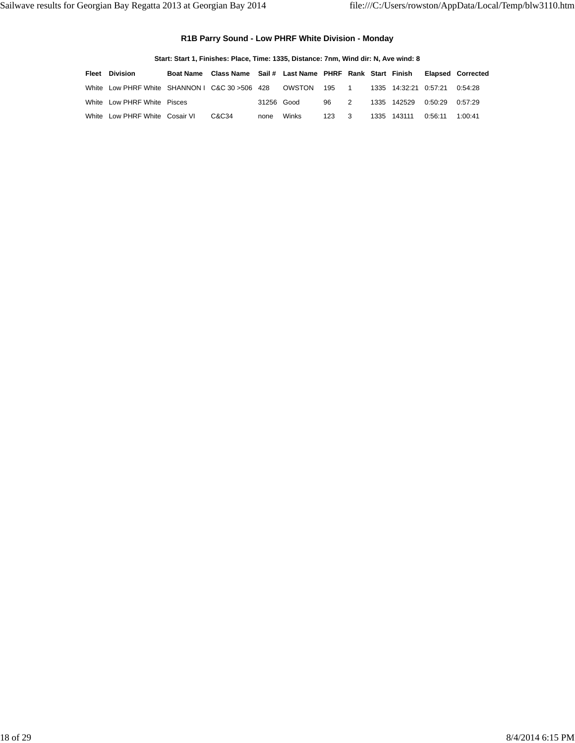### R1B Parry Sound - Low PHRF White Division - Monday

**Start: Start 1, Finishes: Place, Time: 1335, Distance: 7nm, Wind dir: N, Ave wind: 8**

| Fleet | Division | Boat Name | Class Name | Sail # | Last Name | PHRF | Rank | Start | Finish | Elapsed | Corrected |
|---|---|---|---|---|---|---|---|---|---|---|---|
| White | Low PHRF White | SHANNON I | C&C 30 >506 | 428 | OWSTON | 195 | 1 | 1335 | 14:32:21 | 0:57:21 | 0:54:28 |
| White | Low PHRF White | Pisces | | 31256 | Good | 96 | 2 | 1335 | 142529 | 0:50:29 | 0:57:29 |
| White | Low PHRF White | Cosair VI | C&C34 | none | Winks | 123 | 3 | 1335 | 143111 | 0:56:11 | 1:00:41 |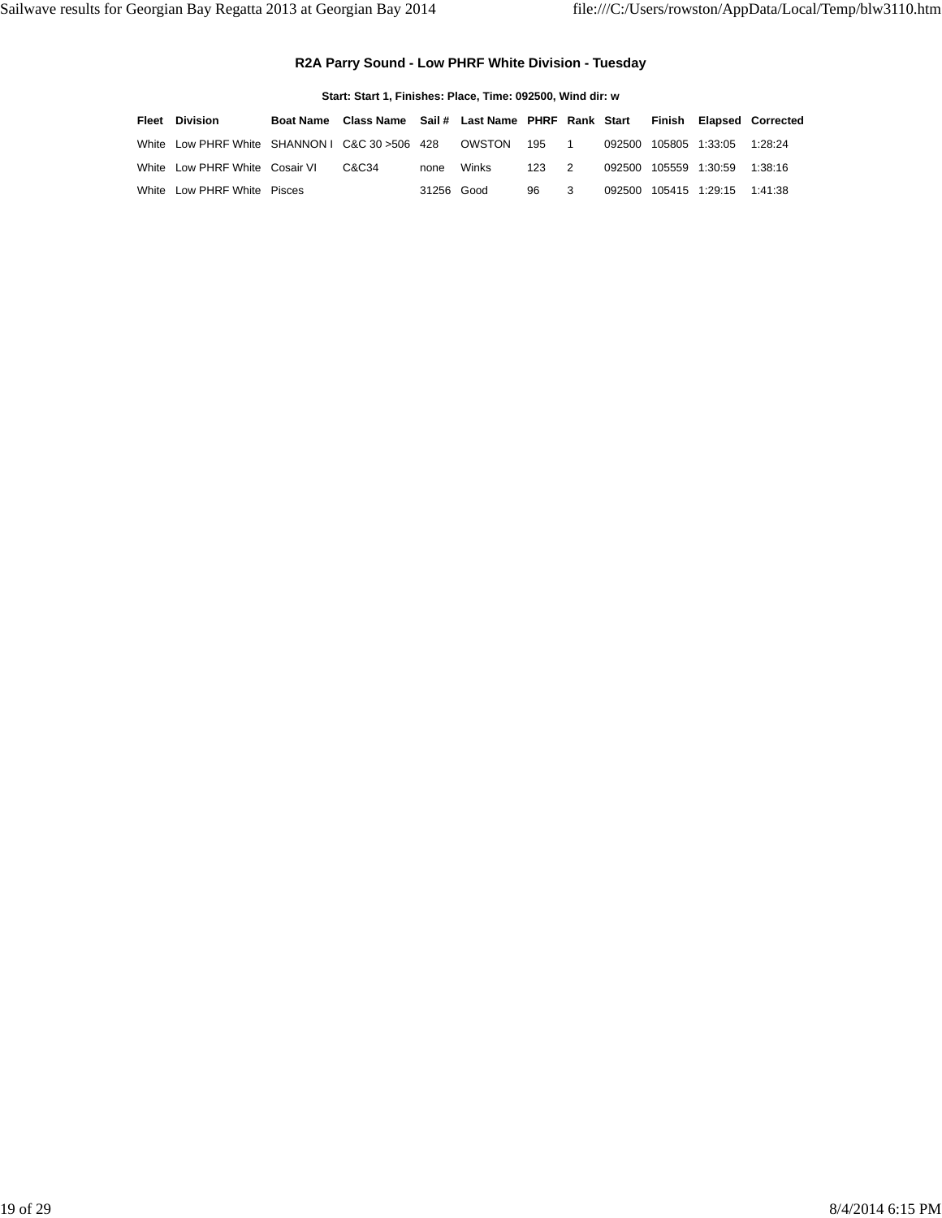### R2A Parry Sound - Low PHRF White Division - Tuesday

**Start: Start 1, Finishes: Place, Time: 092500, Wind dir: w**

| Fleet | Division | Boat Name | Class Name | Sail # | Last Name | PHRF | Rank | Start | Finish | Elapsed | Corrected |
|---|---|---|---|---|---|---|---|---|---|---|---|
| White | Low PHRF White | SHANNON I | C&C 30 >506 | 428 | OWSTON | 195 | 1 | 092500 | 105805 | 1:33:05 | 1:28:24 |
| White | Low PHRF White | Cosair VI | C&C34 | none | Winks | 123 | 2 | 092500 | 105559 | 1:30:59 | 1:38:16 |
| White | Low PHRF White | Pisces | | 31256 | Good | 96 | 3 | 092500 | 105415 | 1:29:15 | 1:41:38 |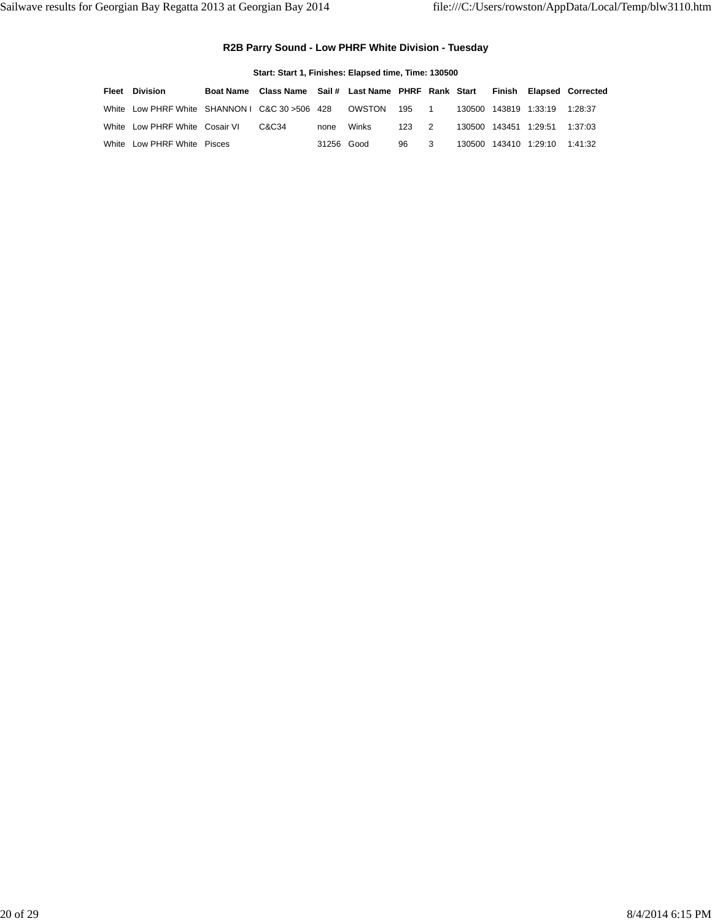### R2B Parry Sound - Low PHRF White Division - Tuesday

**Start: Start 1, Finishes: Elapsed time, Time: 130500**

| Fleet | Division | Boat Name | Class Name | Sail # | Last Name | PHRF | Rank | Start | Finish | Elapsed | Corrected |
|---|---|---|---|---|---|---|---|---|---|---|---|
| White | Low PHRF White | SHANNON I | C&C 30 >506 | 428 | OWSTON | 195 | 1 | 130500 | 143819 | 1:33:19 | 1:28:37 |
| White | Low PHRF White | Cosair VI | C&C34 | none | Winks | 123 | 2 | 130500 | 143451 | 1:29:51 | 1:37:03 |
| White | Low PHRF White | Pisces | | 31256 | Good | 96 | 3 | 130500 | 143410 | 1:29:10 | 1:41:32 |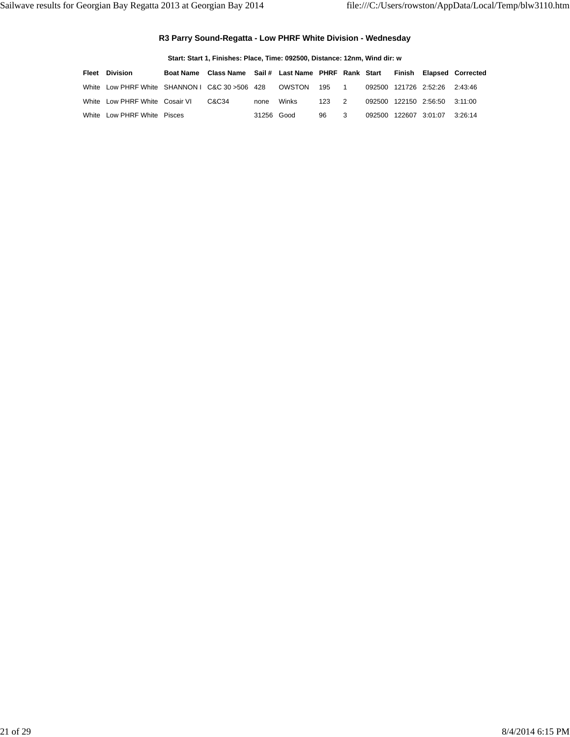### R3 Parry Sound-Regatta - Low PHRF White Division - Wednesday

**Start: Start 1, Finishes: Place, Time: 092500, Distance: 12nm, Wind dir: w**

| Fleet | Division | Boat Name | Class Name | Sail # | Last Name | PHRF | Rank | Start | Finish | Elapsed | Corrected |
|---|---|---|---|---|---|---|---|---|---|---|---|
| White | Low PHRF White | SHANNON I | C&C 30 >506 | 428 | OWSTON | 195 | 1 | 092500 | 121726 | 2:52:26 | 2:43:46 |
| White | Low PHRF White | Cosair VI | C&C34 | none | Winks | 123 | 2 | 092500 | 122150 | 2:56:50 | 3:11:00 |
| White | Low PHRF White | Pisces | | 31256 | Good | 96 | 3 | 092500 | 122607 | 3:01:07 | 3:26:14 |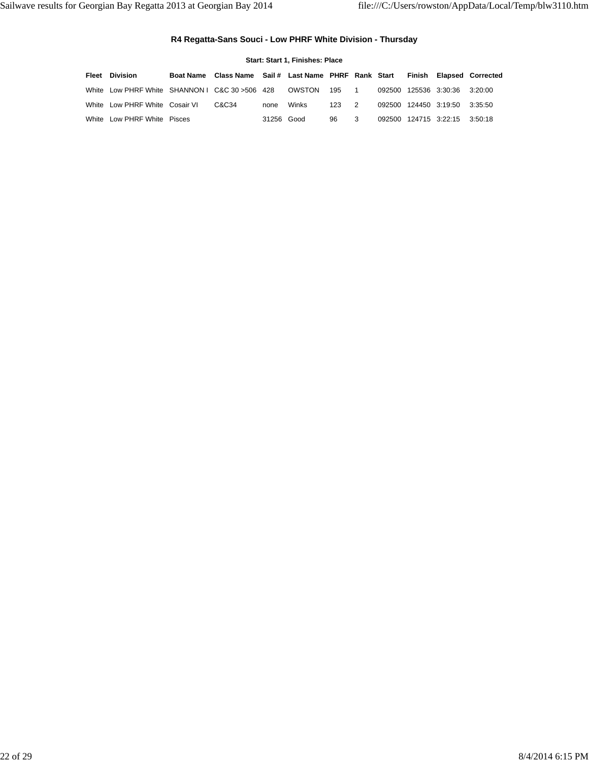### R4 Regatta-Sans Souci - Low PHRF White Division - Thursday

**Start: Start 1, Finishes: Place**

| Fleet | Division | Boat Name | Class Name | Sail # | Last Name | PHRF | Rank | Start | Finish | Elapsed | Corrected |
|---|---|---|---|---|---|---|---|---|---|---|---|
| White | Low PHRF White | SHANNON I | C&C 30 >506 | 428 | OWSTON | 195 | 1 | 092500 | 125536 | 3:30:36 | 3:20:00 |
| White | Low PHRF White | Cosair VI | C&C34 | none | Winks | 123 | 2 | 092500 | 124450 | 3:19:50 | 3:35:50 |
| White | Low PHRF White | Pisces | | 31256 | Good | 96 | 3 | 092500 | 124715 | 3:22:15 | 3:50:18 |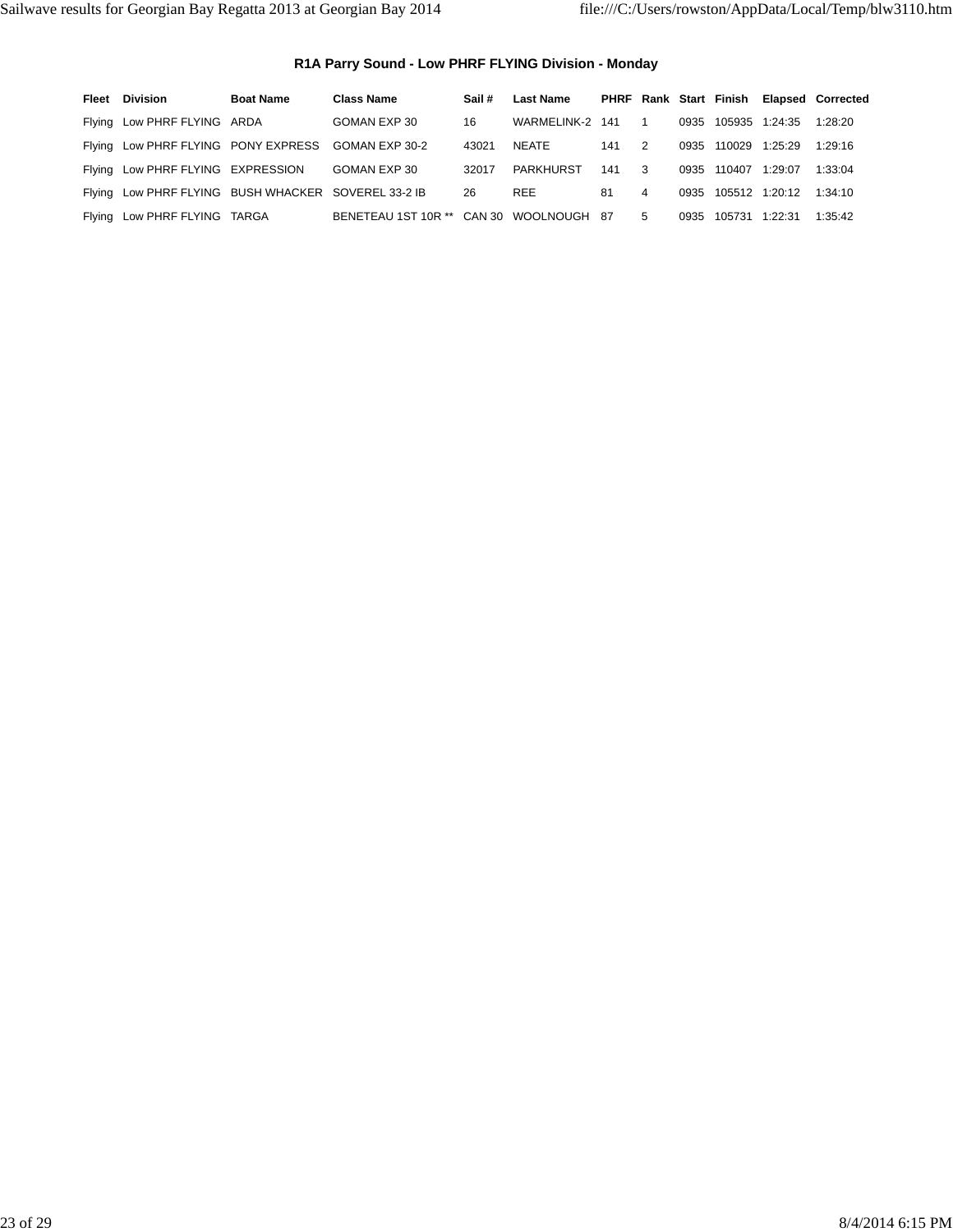### R1A Parry Sound - Low PHRF FLYING Division - Monday

| Fleet | Division | Boat Name | Class Name | Sail # | Last Name | PHRF | Rank | Start | Finish | Elapsed | Corrected |
|---|---|---|---|---|---|---|---|---|---|---|---|
| Flying | Low PHRF FLYING | ARDA | GOMAN EXP 30 | 16 | WARMELINK-2 | 141 | 1 | 0935 | 105935 | 1:24:35 | 1:28:20 |
| Flying | Low PHRF FLYING | PONY EXPRESS | GOMAN EXP 30-2 | 43021 | NEATE | 141 | 2 | 0935 | 110029 | 1:25:29 | 1:29:16 |
| Flying | Low PHRF FLYING | EXPRESSION | GOMAN EXP 30 | 32017 | PARKHURST | 141 | 3 | 0935 | 110407 | 1:29:07 | 1:33:04 |
| Flying | Low PHRF FLYING | BUSH WHACKER | SOVEREL 33-2 IB | 26 | REE | 81 | 4 | 0935 | 105512 | 1:20:12 | 1:34:10 |
| Flying | Low PHRF FLYING | TARGA | BENETEAU 1ST 10R ** | CAN 30 | WOOLNOUGH | 87 | 5 | 0935 | 105731 | 1:22:31 | 1:35:42 |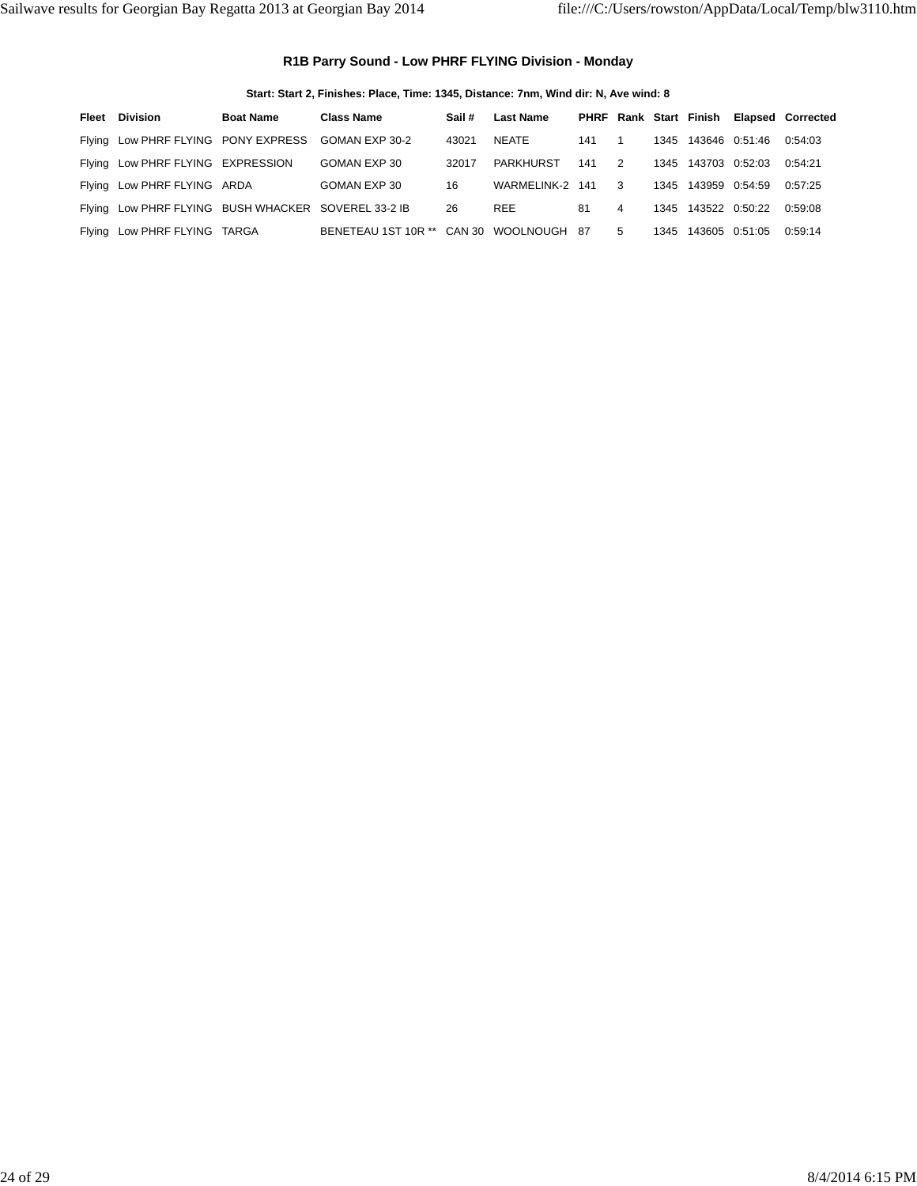### R1B Parry Sound - Low PHRF FLYING Division - Monday

**Start: Start 2, Finishes: Place, Time: 1345, Distance: 7nm, Wind dir: N, Ave wind: 8**

| Fleet | Division | Boat Name | Class Name | Sail # | Last Name | PHRF | Rank | Start | Finish | Elapsed | Corrected |
|---|---|---|---|---|---|---|---|---|---|---|---|
| Flying | Low PHRF FLYING | PONY EXPRESS | GOMAN EXP 30-2 | 43021 | NEATE | 141 | 1 | 1345 | 143646 | 0:51:46 | 0:54:03 |
| Flying | Low PHRF FLYING | EXPRESSION | GOMAN EXP 30 | 32017 | PARKHURST | 141 | 2 | 1345 | 143703 | 0:52:03 | 0:54:21 |
| Flying | Low PHRF FLYING | ARDA | GOMAN EXP 30 | 16 | WARMELINK-2 | 141 | 3 | 1345 | 143959 | 0:54:59 | 0:57:25 |
| Flying | Low PHRF FLYING | BUSH WHACKER | SOVEREL 33-2 IB | 26 | REE | 81 | 4 | 1345 | 143522 | 0:50:22 | 0:59:08 |
| Flying | Low PHRF FLYING | TARGA | BENETEAU 1ST 10R ** | CAN 30 | WOOLNOUGH | 87 | 5 | 1345 | 143605 | 0:51:05 | 0:59:14 |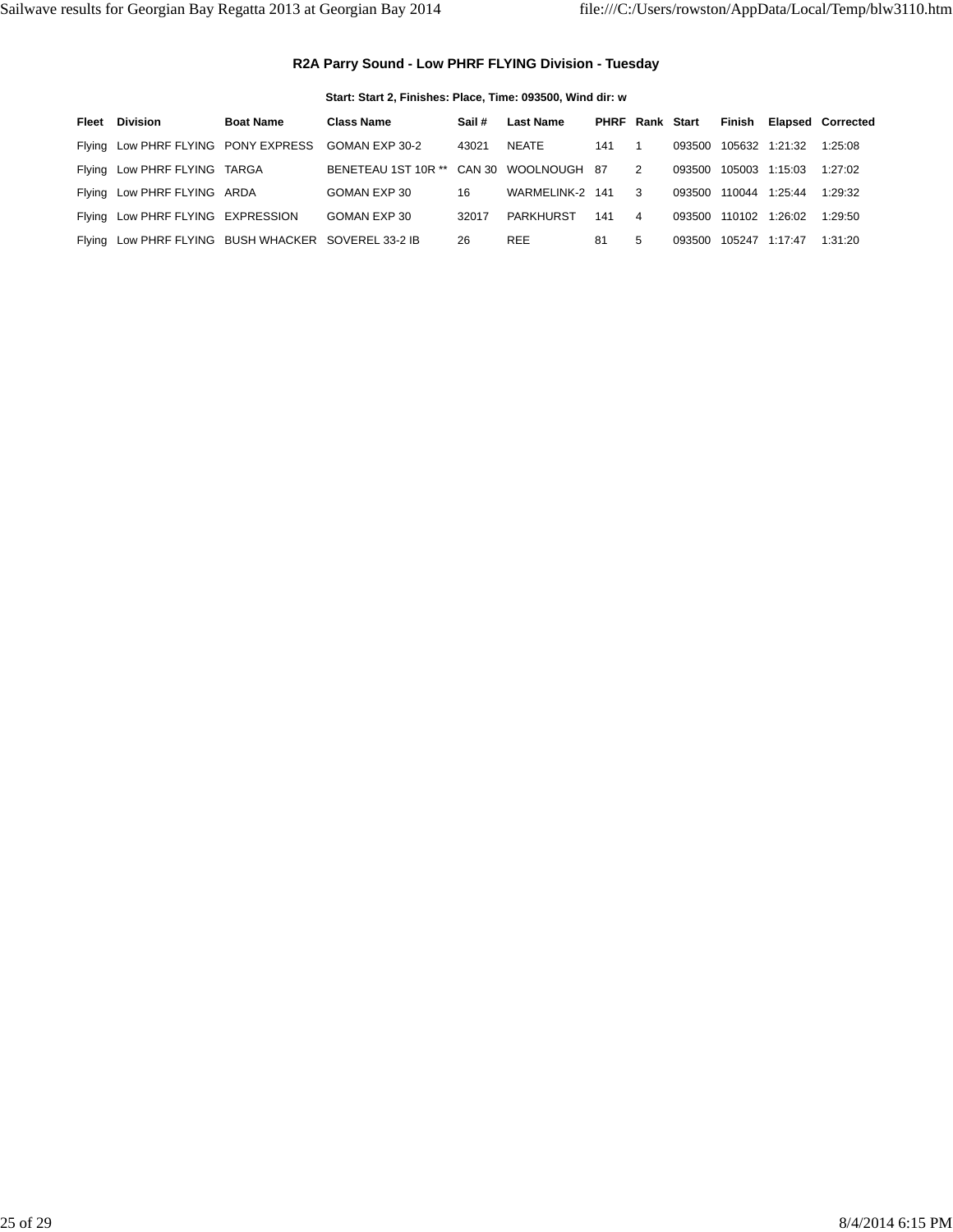## R2A Parry Sound - Low PHRF FLYING Division - Tuesday

**Start: Start 2, Finishes: Place, Time: 093500, Wind dir: w**

| Fleet | Division | Boat Name | Class Name | Sail # | Last Name | PHRF | Rank | Start | Finish | Elapsed | Corrected |
|---|---|---|---|---|---|---|---|---|---|---|---|
| Flying | Low PHRF FLYING | PONY EXPRESS | GOMAN EXP 30-2 | 43021 | NEATE | 141 | 1 | 093500 | 105632 | 1:21:32 | 1:25:08 |
| Flying | Low PHRF FLYING | TARGA | BENETEAU 1ST 10R ** | CAN 30 | WOOLNOUGH | 87 | 2 | 093500 | 105003 | 1:15:03 | 1:27:02 |
| Flying | Low PHRF FLYING | ARDA | GOMAN EXP 30 | 16 | WARMELINK-2 | 141 | 3 | 093500 | 110044 | 1:25:44 | 1:29:32 |
| Flying | Low PHRF FLYING | EXPRESSION | GOMAN EXP 30 | 32017 | PARKHURST | 141 | 4 | 093500 | 110102 | 1:26:02 | 1:29:50 |
| Flying | Low PHRF FLYING | BUSH WHACKER | SOVEREL 33-2 IB | 26 | REE | 81 | 5 | 093500 | 105247 | 1:17:47 | 1:31:20 |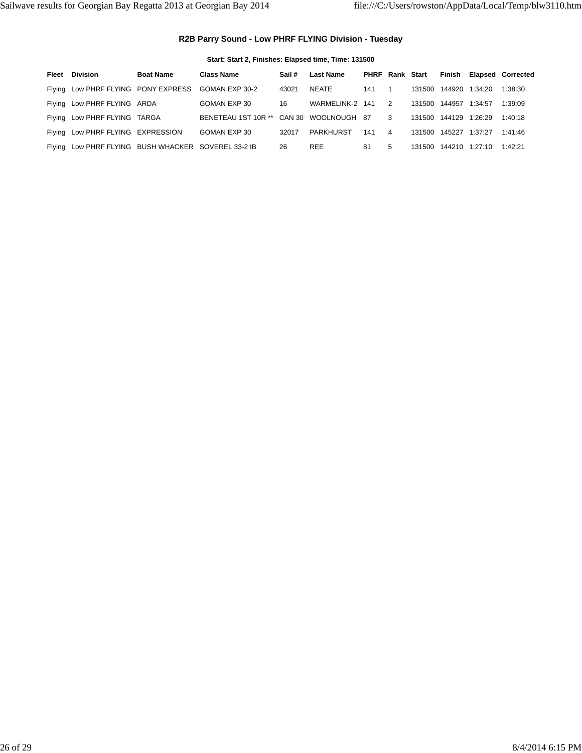### R2B Parry Sound - Low PHRF FLYING Division - Tuesday

**Start: Start 2, Finishes: Elapsed time, Time: 131500**

| Fleet | Division | Boat Name | Class Name | Sail # | Last Name | PHRF | Rank | Start | Finish | Elapsed | Corrected |
|---|---|---|---|---|---|---|---|---|---|---|---|
| Flying | Low PHRF FLYING | PONY EXPRESS | GOMAN EXP 30-2 | 43021 | NEATE | 141 | 1 | 131500 | 144920 | 1:34:20 | 1:38:30 |
| Flying | Low PHRF FLYING | ARDA | GOMAN EXP 30 | 16 | WARMELINK-2 | 141 | 2 | 131500 | 144957 | 1:34:57 | 1:39:09 |
| Flying | Low PHRF FLYING | TARGA | BENETEAU 1ST 10R ** | CAN 30 | WOOLNOUGH | 87 | 3 | 131500 | 144129 | 1:26:29 | 1:40:18 |
| Flying | Low PHRF FLYING | EXPRESSION | GOMAN EXP 30 | 32017 | PARKHURST | 141 | 4 | 131500 | 145227 | 1:37:27 | 1:41:46 |
| Flying | Low PHRF FLYING | BUSH WHACKER | SOVEREL 33-2 IB | 26 | REE | 81 | 5 | 131500 | 144210 | 1:27:10 | 1:42:21 |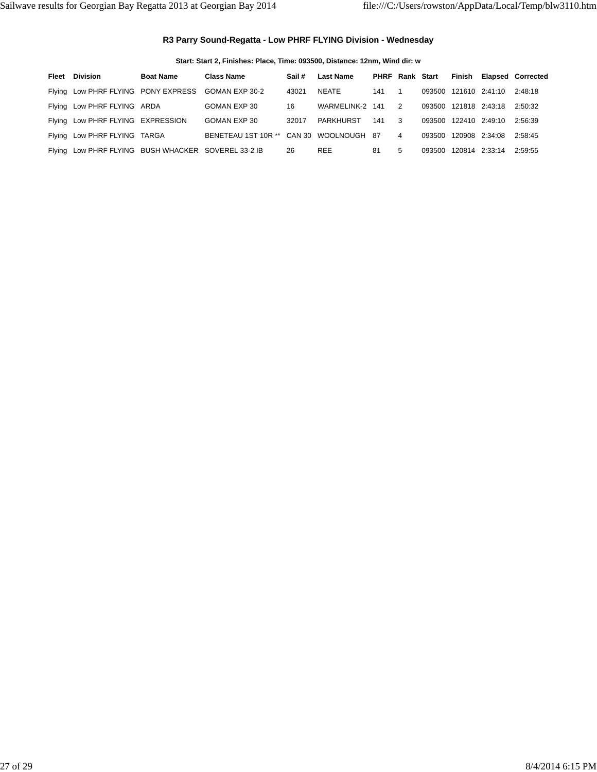### R3 Parry Sound-Regatta - Low PHRF FLYING Division - Wednesday

**Start: Start 2, Finishes: Place, Time: 093500, Distance: 12nm, Wind dir: w**

| Fleet | Division | Boat Name | Class Name | Sail # | Last Name | PHRF | Rank | Start | Finish | Elapsed | Corrected |
|---|---|---|---|---|---|---|---|---|---|---|---|
| Flying | Low PHRF FLYING | PONY EXPRESS | GOMAN EXP 30-2 | 43021 | NEATE | 141 | 1 | 093500 | 121610 | 2:41:10 | 2:48:18 |
| Flying | Low PHRF FLYING | ARDA | GOMAN EXP 30 | 16 | WARMELINK-2 | 141 | 2 | 093500 | 121818 | 2:43:18 | 2:50:32 |
| Flying | Low PHRF FLYING | EXPRESSION | GOMAN EXP 30 | 32017 | PARKHURST | 141 | 3 | 093500 | 122410 | 2:49:10 | 2:56:39 |
| Flying | Low PHRF FLYING | TARGA | BENETEAU 1ST 10R ** | CAN 30 | WOOLNOUGH | 87 | 4 | 093500 | 120908 | 2:34:08 | 2:58:45 |
| Flying | Low PHRF FLYING | BUSH WHACKER | SOVEREL 33-2 IB | 26 | REE | 81 | 5 | 093500 | 120814 | 2:33:14 | 2:59:55 |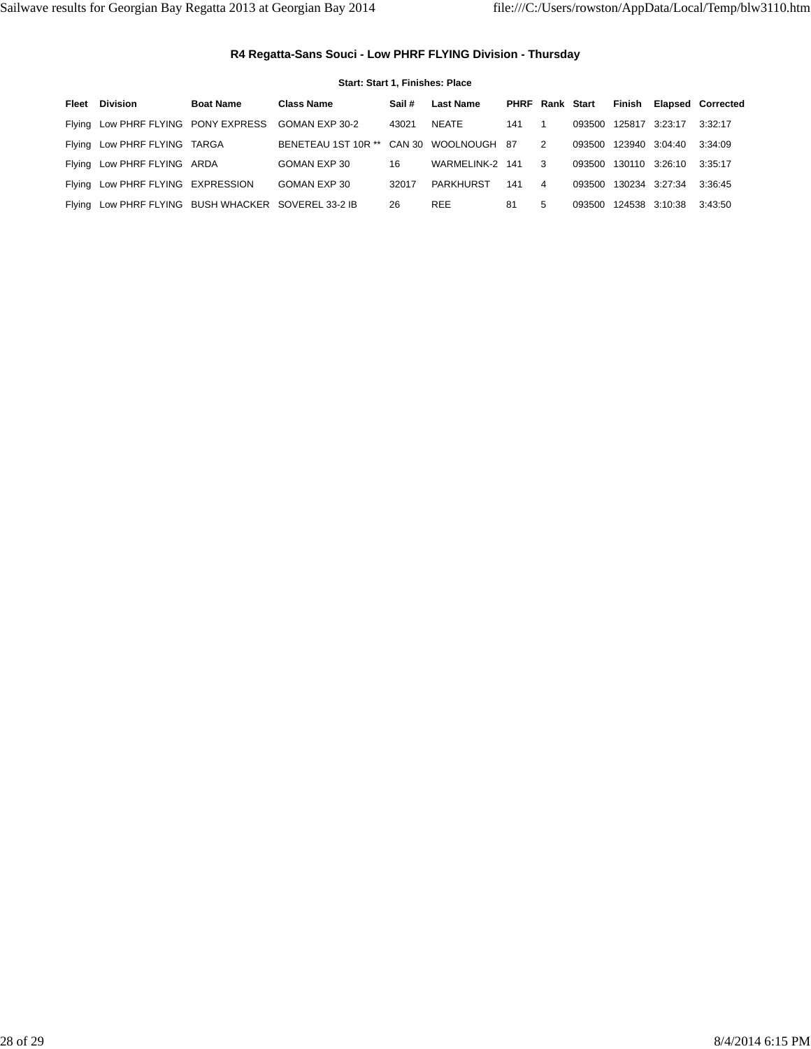### R4 Regatta-Sans Souci - Low PHRF FLYING Division - Thursday

**Start: Start 1, Finishes: Place**

| Fleet | Division | Boat Name | Class Name | Sail # | Last Name | PHRF | Rank | Start | Finish | Elapsed | Corrected |
|---|---|---|---|---|---|---|---|---|---|---|---|
| Flying | Low PHRF FLYING | PONY EXPRESS | GOMAN EXP 30-2 | 43021 | NEATE | 141 | 1 | 093500 | 125817 | 3:23:17 | 3:32:17 |
| Flying | Low PHRF FLYING | TARGA | BENETEAU 1ST 10R ** | CAN 30 | WOOLNOUGH | 87 | 2 | 093500 | 123940 | 3:04:40 | 3:34:09 |
| Flying | Low PHRF FLYING | ARDA | GOMAN EXP 30 | 16 | WARMELINK-2 | 141 | 3 | 093500 | 130110 | 3:26:10 | 3:35:17 |
| Flying | Low PHRF FLYING | EXPRESSION | GOMAN EXP 30 | 32017 | PARKHURST | 141 | 4 | 093500 | 130234 | 3:27:34 | 3:36:45 |
| Flying | Low PHRF FLYING | BUSH WHACKER | SOVEREL 33-2 IB | 26 | REE | 81 | 5 | 093500 | 124538 | 3:10:38 | 3:43:50 |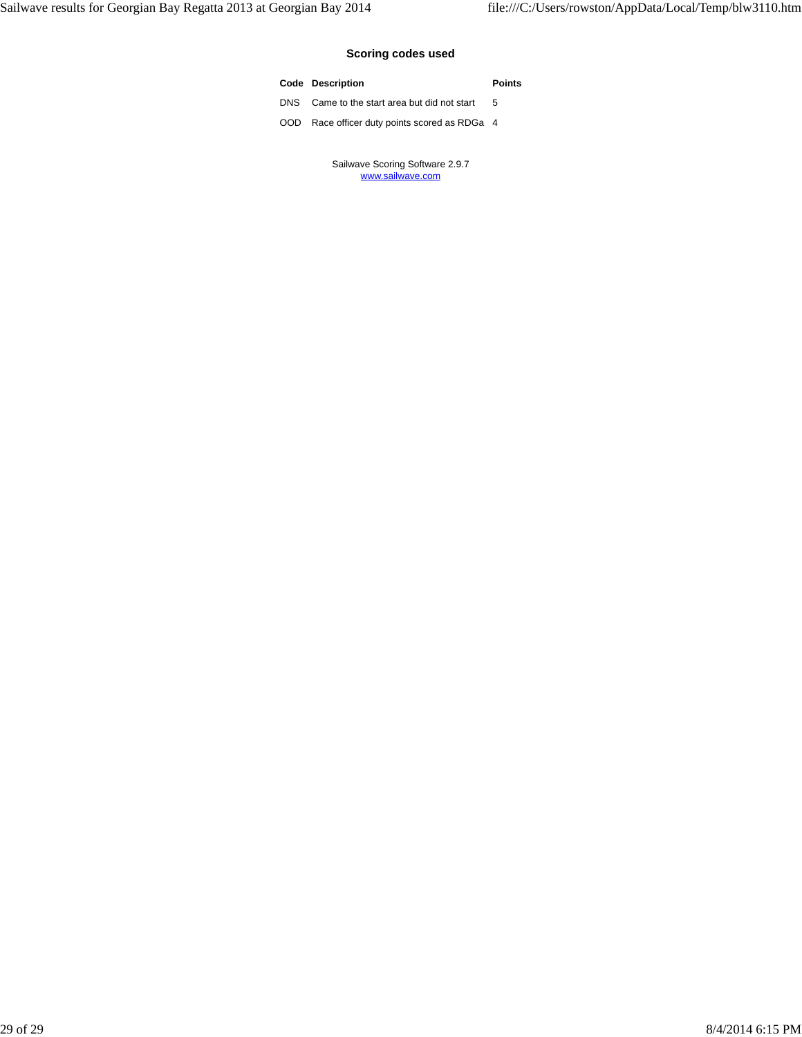### Scoring codes used

| Code | Description | Points |
| --- | --- | --- |
| DNS | Came to the start area but did not start | 5 |
| OOD | Race officer duty points scored as RDGa | 4 |

Sailwave Scoring Software 2.9.7
www.sailwave.com